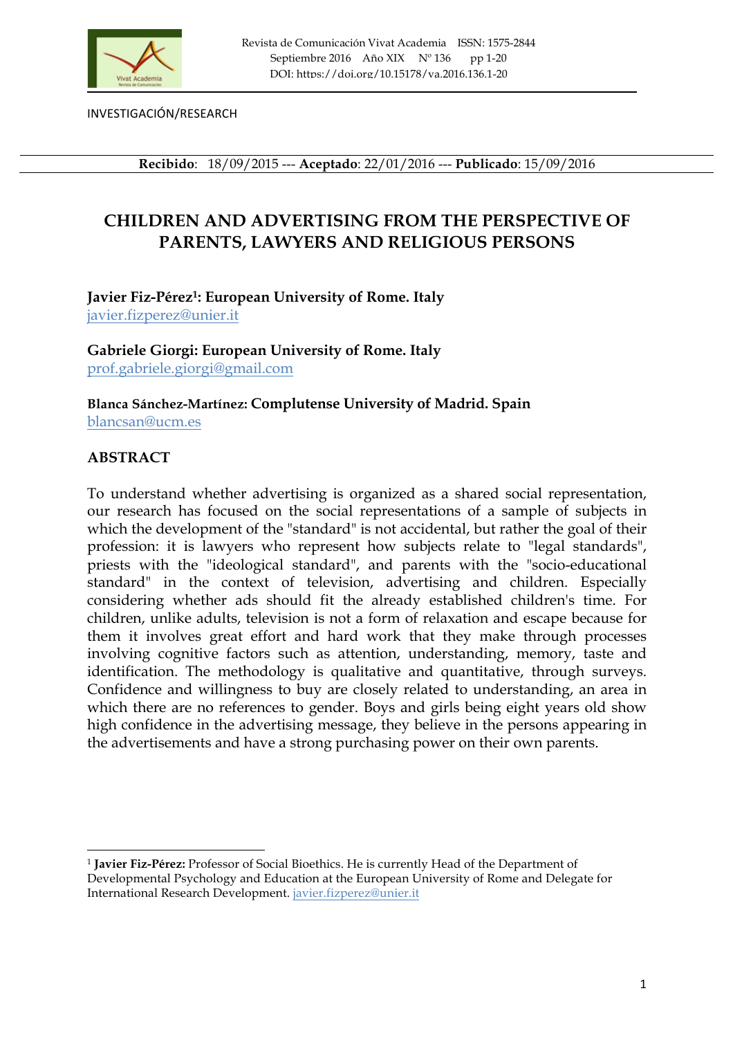INVESTIGACIÓN/RESEARCH

**Recibido**: 18/09/2015 --- **Aceptado**: 22/01/2016 --- **Publicado**: 15/09/2016

# CHILDREN AND ADVERTISING FROM THE PERSPECTIVE OF PARENTS, LAWYERS AND RELIGIOUS PERSONS

**Javier Fiz-Pérez[1]: European University of Rome. Italy**
javier.fizperez@unier.it

**Gabriele Giorgi: European University of Rome. Italy**
prof.gabriele.giorgi@gmail.com

**Blanca Sánchez-Martínez: Complutense University of Madrid. Spain**
blancsan@ucm.es

## ABSTRACT

To understand whether advertising is organized as a shared social representation, our research has focused on the social representations of a sample of subjects in which the development of the "standard" is not accidental, but rather the goal of their profession: it is lawyers who represent how subjects relate to "legal standards", priests with the "ideological standard", and parents with the "socio-educational standard" in the context of television, advertising and children. Especially considering whether ads should fit the already established children's time. For children, unlike adults, television is not a form of relaxation and escape because for them it involves great effort and hard work that they make through processes involving cognitive factors such as attention, understanding, memory, taste and identification. The methodology is qualitative and quantitative, through surveys. Confidence and willingness to buy are closely related to understanding, an area in which there are no references to gender. Boys and girls being eight years old show high confidence in the advertising message, they believe in the persons appearing in the advertisements and have a strong purchasing power on their own parents.

---

[1] **Javier Fiz-Pérez:** Professor of Social Bioethics. He is currently Head of the Department of Developmental Psychology and Education at the European University of Rome and Delegate for International Research Development. javier.fizperez@unier.it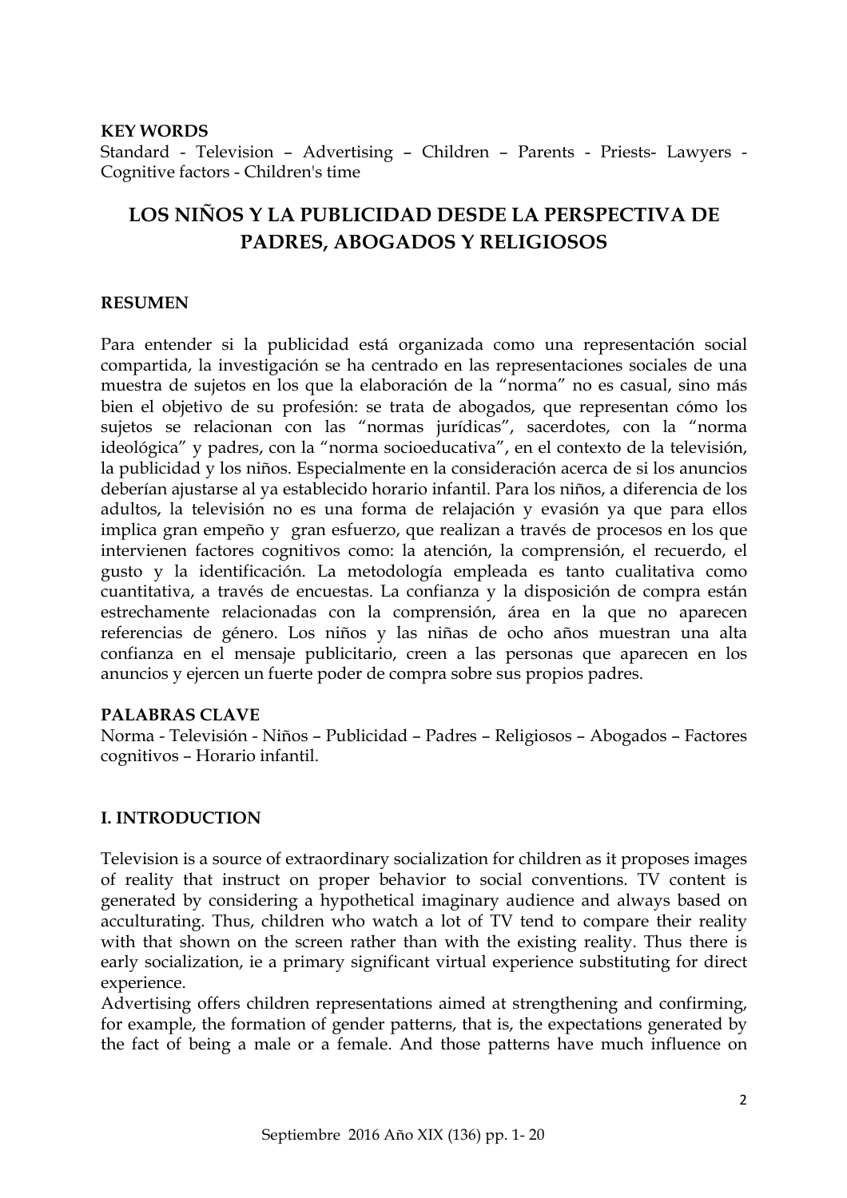**KEY WORDS**
Standard - Television – Advertising – Children – Parents - Priests- Lawyers - Cognitive factors - Children's time

## LOS NIÑOS Y LA PUBLICIDAD DESDE LA PERSPECTIVA DE PADRES, ABOGADOS Y RELIGIOSOS

**RESUMEN**

Para entender si la publicidad está organizada como una representación social compartida, la investigación se ha centrado en las representaciones sociales de una muestra de sujetos en los que la elaboración de la "norma" no es casual, sino más bien el objetivo de su profesión: se trata de abogados, que representan cómo los sujetos se relacionan con las "normas jurídicas", sacerdotes, con la "norma ideológica" y padres, con la "norma socioeducativa", en el contexto de la televisión, la publicidad y los niños. Especialmente en la consideración acerca de si los anuncios deberían ajustarse al ya establecido horario infantil. Para los niños, a diferencia de los adultos, la televisión no es una forma de relajación y evasión ya que para ellos implica gran empeño y gran esfuerzo, que realizan a través de procesos en los que intervienen factores cognitivos como: la atención, la comprensión, el recuerdo, el gusto y la identificación. La metodología empleada es tanto cualitativa como cuantitativa, a través de encuestas. La confianza y la disposición de compra están estrechamente relacionadas con la comprensión, área en la que no aparecen referencias de género. Los niños y las niñas de ocho años muestran una alta confianza en el mensaje publicitario, creen a las personas que aparecen en los anuncios y ejercen un fuerte poder de compra sobre sus propios padres.

**PALABRAS CLAVE**
Norma - Televisión - Niños – Publicidad – Padres – Religiosos – Abogados – Factores cognitivos – Horario infantil.

## I. INTRODUCTION

Television is a source of extraordinary socialization for children as it proposes images of reality that instruct on proper behavior to social conventions. TV content is generated by considering a hypothetical imaginary audience and always based on acculturating. Thus, children who watch a lot of TV tend to compare their reality with that shown on the screen rather than with the existing reality. Thus there is early socialization, ie a primary significant virtual experience substituting for direct experience.
Advertising offers children representations aimed at strengthening and confirming, for example, the formation of gender patterns, that is, the expectations generated by the fact of being a male or a female. And those patterns have much influence on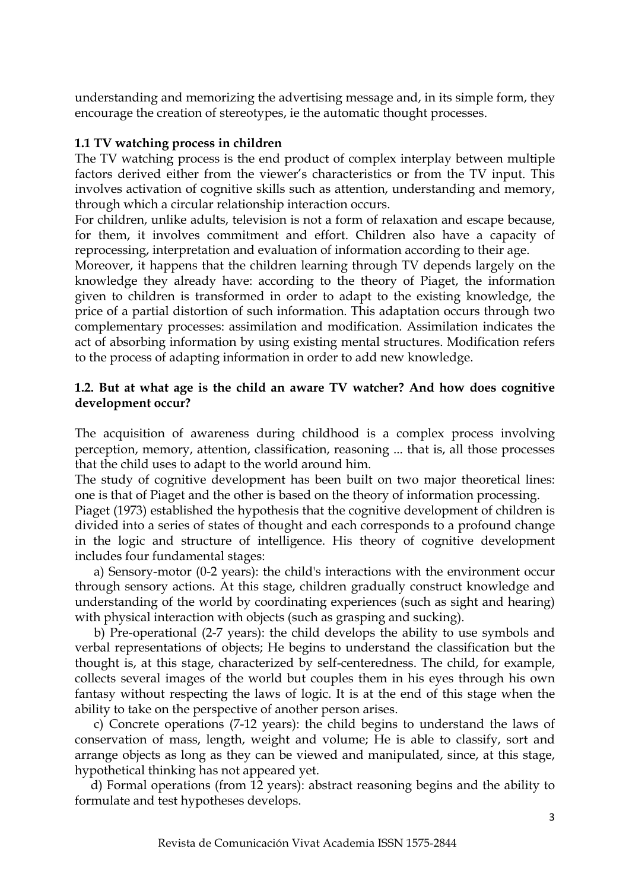understanding and memorizing the advertising message and, in its simple form, they encourage the creation of stereotypes, ie the automatic thought processes.

### 1.1 TV watching process in children

The TV watching process is the end product of complex interplay between multiple factors derived either from the viewer's characteristics or from the TV input. This involves activation of cognitive skills such as attention, understanding and memory, through which a circular relationship interaction occurs.

For children, unlike adults, television is not a form of relaxation and escape because, for them, it involves commitment and effort. Children also have a capacity of reprocessing, interpretation and evaluation of information according to their age.

Moreover, it happens that the children learning through TV depends largely on the knowledge they already have: according to the theory of Piaget, the information given to children is transformed in order to adapt to the existing knowledge, the price of a partial distortion of such information. This adaptation occurs through two complementary processes: assimilation and modification. Assimilation indicates the act of absorbing information by using existing mental structures. Modification refers to the process of adapting information in order to add new knowledge.

### 1.2. But at what age is the child an aware TV watcher? And how does cognitive development occur?

The acquisition of awareness during childhood is a complex process involving perception, memory, attention, classification, reasoning ... that is, all those processes that the child uses to adapt to the world around him.

The study of cognitive development has been built on two major theoretical lines: one is that of Piaget and the other is based on the theory of information processing.

Piaget (1973) established the hypothesis that the cognitive development of children is divided into a series of states of thought and each corresponds to a profound change in the logic and structure of intelligence. His theory of cognitive development includes four fundamental stages:

a) Sensory-motor (0-2 years): the child's interactions with the environment occur through sensory actions. At this stage, children gradually construct knowledge and understanding of the world by coordinating experiences (such as sight and hearing) with physical interaction with objects (such as grasping and sucking).

b) Pre-operational (2-7 years): the child develops the ability to use symbols and verbal representations of objects; He begins to understand the classification but the thought is, at this stage, characterized by self-centeredness. The child, for example, collects several images of the world but couples them in his eyes through his own fantasy without respecting the laws of logic. It is at the end of this stage when the ability to take on the perspective of another person arises.

c) Concrete operations (7-12 years): the child begins to understand the laws of conservation of mass, length, weight and volume; He is able to classify, sort and arrange objects as long as they can be viewed and manipulated, since, at this stage, hypothetical thinking has not appeared yet.

d) Formal operations (from 12 years): abstract reasoning begins and the ability to formulate and test hypotheses develops.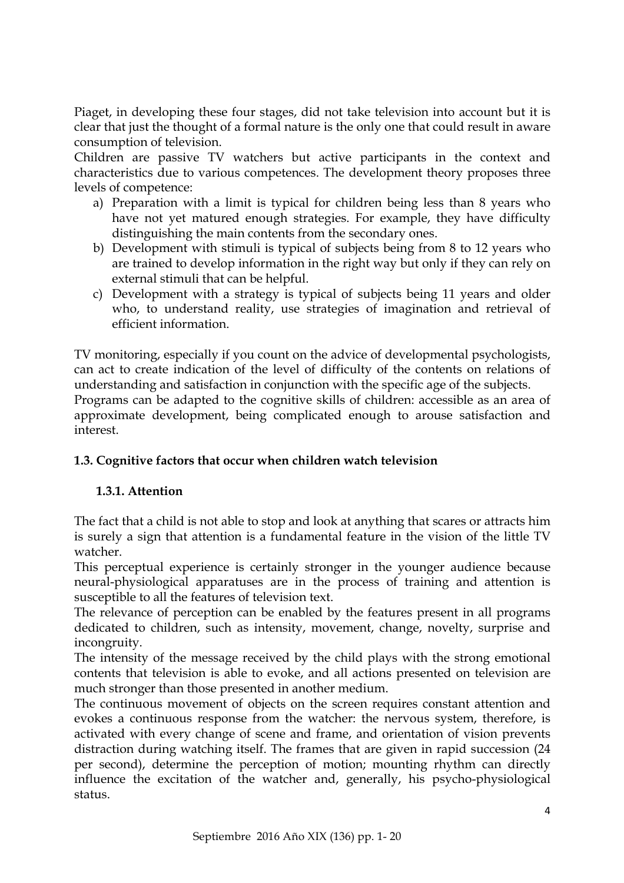Piaget, in developing these four stages, did not take television into account but it is clear that just the thought of a formal nature is the only one that could result in aware consumption of television.

Children are passive TV watchers but active participants in the context and characteristics due to various competences. The development theory proposes three levels of competence:

a) Preparation with a limit is typical for children being less than 8 years who have not yet matured enough strategies. For example, they have difficulty distinguishing the main contents from the secondary ones.
b) Development with stimuli is typical of subjects being from 8 to 12 years who are trained to develop information in the right way but only if they can rely on external stimuli that can be helpful.
c) Development with a strategy is typical of subjects being 11 years and older who, to understand reality, use strategies of imagination and retrieval of efficient information.

TV monitoring, especially if you count on the advice of developmental psychologists, can act to create indication of the level of difficulty of the contents on relations of understanding and satisfaction in conjunction with the specific age of the subjects.

Programs can be adapted to the cognitive skills of children: accessible as an area of approximate development, being complicated enough to arouse satisfaction and interest.

### 1.3. Cognitive factors that occur when children watch television

#### 1.3.1. Attention

The fact that a child is not able to stop and look at anything that scares or attracts him is surely a sign that attention is a fundamental feature in the vision of the little TV watcher.

This perceptual experience is certainly stronger in the younger audience because neural-physiological apparatuses are in the process of training and attention is susceptible to all the features of television text.

The relevance of perception can be enabled by the features present in all programs dedicated to children, such as intensity, movement, change, novelty, surprise and incongruity.

The intensity of the message received by the child plays with the strong emotional contents that television is able to evoke, and all actions presented on television are much stronger than those presented in another medium.

The continuous movement of objects on the screen requires constant attention and evokes a continuous response from the watcher: the nervous system, therefore, is activated with every change of scene and frame, and orientation of vision prevents distraction during watching itself. The frames that are given in rapid succession (24 per second), determine the perception of motion; mounting rhythm can directly influence the excitation of the watcher and, generally, his psycho-physiological status.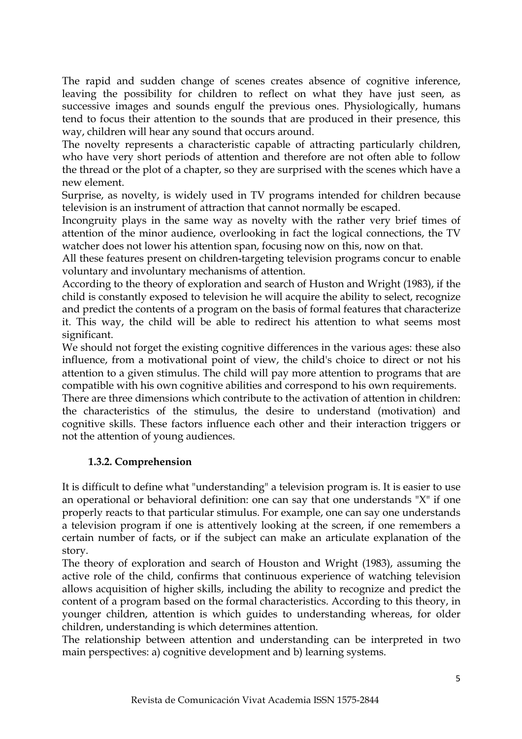The rapid and sudden change of scenes creates absence of cognitive inference, leaving the possibility for children to reflect on what they have just seen, as successive images and sounds engulf the previous ones. Physiologically, humans tend to focus their attention to the sounds that are produced in their presence, this way, children will hear any sound that occurs around.

The novelty represents a characteristic capable of attracting particularly children, who have very short periods of attention and therefore are not often able to follow the thread or the plot of a chapter, so they are surprised with the scenes which have a new element.

Surprise, as novelty, is widely used in TV programs intended for children because television is an instrument of attraction that cannot normally be escaped.

Incongruity plays in the same way as novelty with the rather very brief times of attention of the minor audience, overlooking in fact the logical connections, the TV watcher does not lower his attention span, focusing now on this, now on that.

All these features present on children-targeting television programs concur to enable voluntary and involuntary mechanisms of attention.

According to the theory of exploration and search of Huston and Wright (1983), if the child is constantly exposed to television he will acquire the ability to select, recognize and predict the contents of a program on the basis of formal features that characterize it. This way, the child will be able to redirect his attention to what seems most significant.

We should not forget the existing cognitive differences in the various ages: these also influence, from a motivational point of view, the child's choice to direct or not his attention to a given stimulus. The child will pay more attention to programs that are compatible with his own cognitive abilities and correspond to his own requirements.

There are three dimensions which contribute to the activation of attention in children: the characteristics of the stimulus, the desire to understand (motivation) and cognitive skills. These factors influence each other and their interaction triggers or not the attention of young audiences.

### 1.3.2. Comprehension

It is difficult to define what "understanding" a television program is. It is easier to use an operational or behavioral definition: one can say that one understands "X" if one properly reacts to that particular stimulus. For example, one can say one understands a television program if one is attentively looking at the screen, if one remembers a certain number of facts, or if the subject can make an articulate explanation of the story.

The theory of exploration and search of Houston and Wright (1983), assuming the active role of the child, confirms that continuous experience of watching television allows acquisition of higher skills, including the ability to recognize and predict the content of a program based on the formal characteristics. According to this theory, in younger children, attention is which guides to understanding whereas, for older children, understanding is which determines attention.

The relationship between attention and understanding can be interpreted in two main perspectives: a) cognitive development and b) learning systems.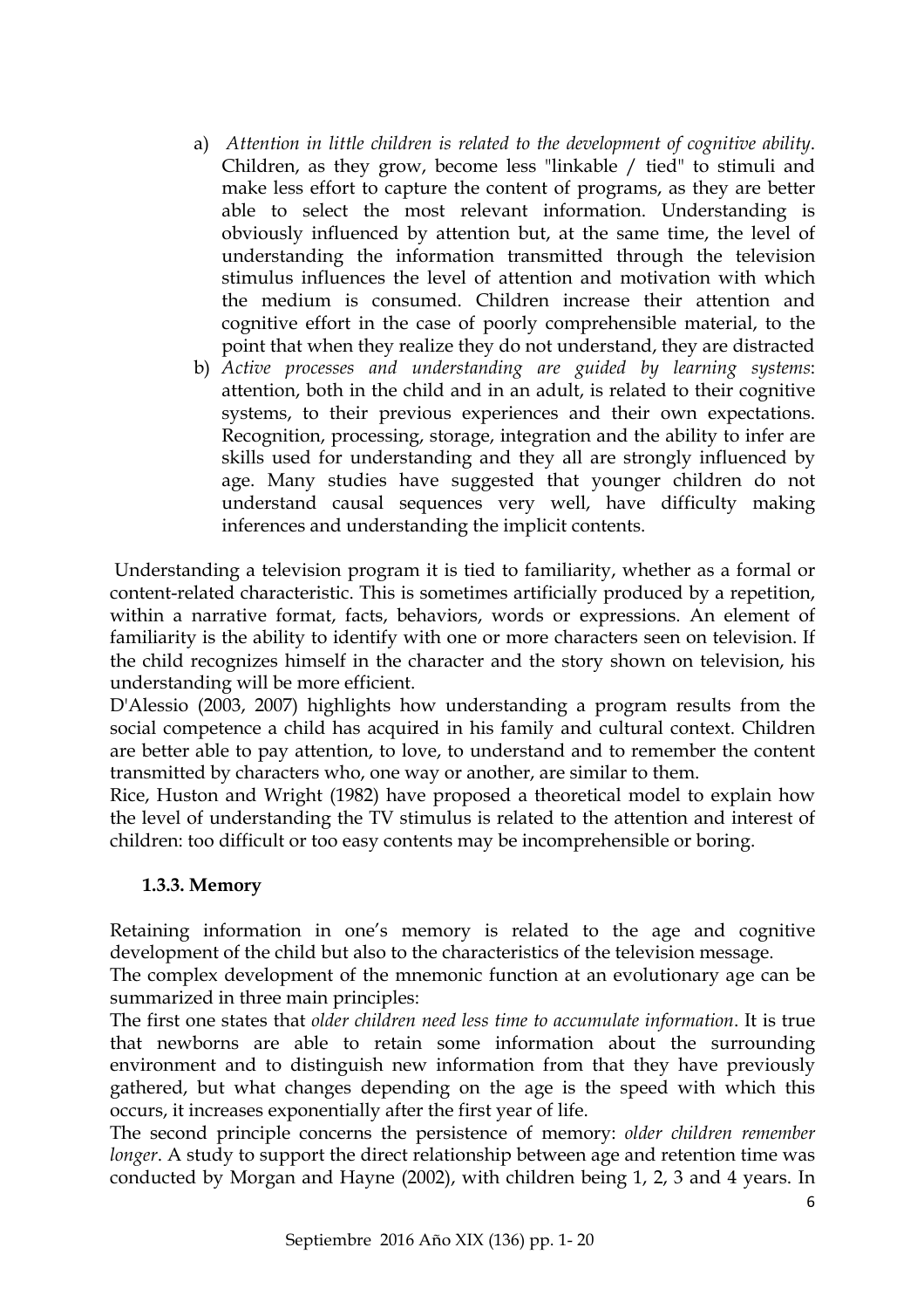a) *Attention in little children is related to the development of cognitive ability*. Children, as they grow, become less "linkable / tied" to stimuli and make less effort to capture the content of programs, as they are better able to select the most relevant information. Understanding is obviously influenced by attention but, at the same time, the level of understanding the information transmitted through the television stimulus influences the level of attention and motivation with which the medium is consumed. Children increase their attention and cognitive effort in the case of poorly comprehensible material, to the point that when they realize they do not understand, they are distracted
b) *Active processes and understanding are guided by learning systems*: attention, both in the child and in an adult, is related to their cognitive systems, to their previous experiences and their own expectations. Recognition, processing, storage, integration and the ability to infer are skills used for understanding and they all are strongly influenced by age. Many studies have suggested that younger children do not understand causal sequences very well, have difficulty making inferences and understanding the implicit contents.

Understanding a television program it is tied to familiarity, whether as a formal or content-related characteristic. This is sometimes artificially produced by a repetition, within a narrative format, facts, behaviors, words or expressions. An element of familiarity is the ability to identify with one or more characters seen on television. If the child recognizes himself in the character and the story shown on television, his understanding will be more efficient.

D'Alessio (2003, 2007) highlights how understanding a program results from the social competence a child has acquired in his family and cultural context. Children are better able to pay attention, to love, to understand and to remember the content transmitted by characters who, one way or another, are similar to them.

Rice, Huston and Wright (1982) have proposed a theoretical model to explain how the level of understanding the TV stimulus is related to the attention and interest of children: too difficult or too easy contents may be incomprehensible or boring.

### 1.3.3. Memory

Retaining information in one's memory is related to the age and cognitive development of the child but also to the characteristics of the television message.

The complex development of the mnemonic function at an evolutionary age can be summarized in three main principles:

The first one states that *older children need less time to accumulate information*. It is true that newborns are able to retain some information about the surrounding environment and to distinguish new information from that they have previously gathered, but what changes depending on the age is the speed with which this occurs, it increases exponentially after the first year of life.

The second principle concerns the persistence of memory: *older children remember longer*. A study to support the direct relationship between age and retention time was conducted by Morgan and Hayne (2002), with children being 1, 2, 3 and 4 years. In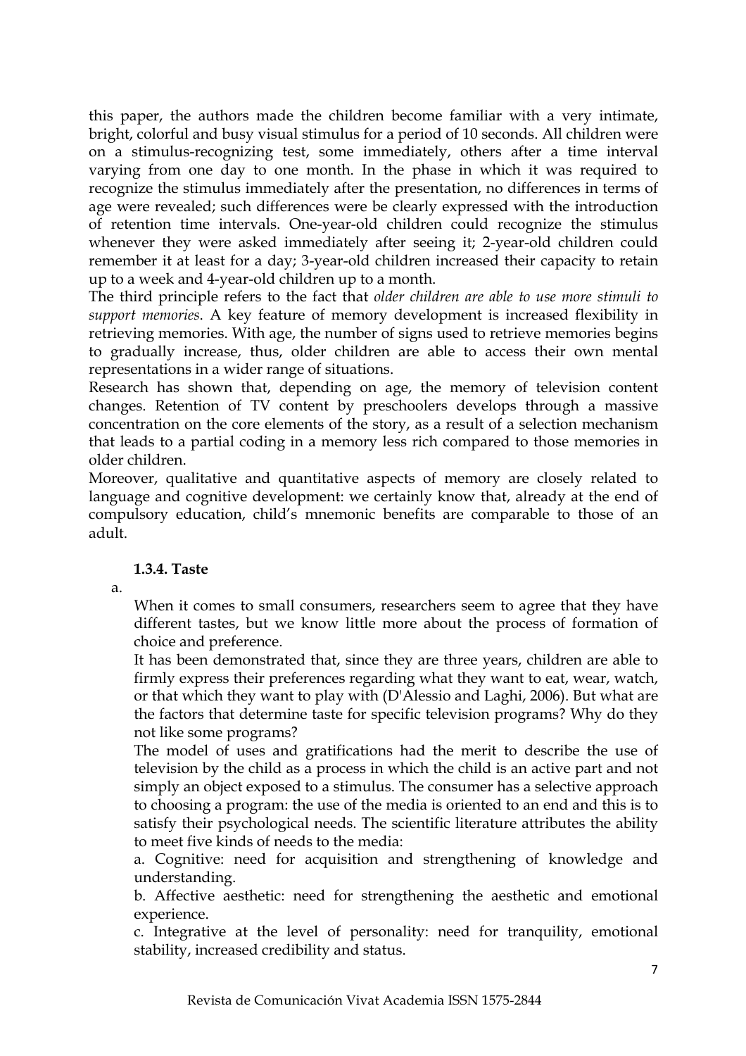this paper, the authors made the children become familiar with a very intimate, bright, colorful and busy visual stimulus for a period of 10 seconds. All children were on a stimulus-recognizing test, some immediately, others after a time interval varying from one day to one month. In the phase in which it was required to recognize the stimulus immediately after the presentation, no differences in terms of age were revealed; such differences were be clearly expressed with the introduction of retention time intervals. One-year-old children could recognize the stimulus whenever they were asked immediately after seeing it; 2-year-old children could remember it at least for a day; 3-year-old children increased their capacity to retain up to a week and 4-year-old children up to a month.

The third principle refers to the fact that *older children are able to use more stimuli to support memories*. A key feature of memory development is increased flexibility in retrieving memories. With age, the number of signs used to retrieve memories begins to gradually increase, thus, older children are able to access their own mental representations in a wider range of situations.

Research has shown that, depending on age, the memory of television content changes. Retention of TV content by preschoolers develops through a massive concentration on the core elements of the story, as a result of a selection mechanism that leads to a partial coding in a memory less rich compared to those memories in older children.

Moreover, qualitative and quantitative aspects of memory are closely related to language and cognitive development: we certainly know that, already at the end of compulsory education, child's mnemonic benefits are comparable to those of an adult.

#### 1.3.4. Taste

a.

When it comes to small consumers, researchers seem to agree that they have different tastes, but we know little more about the process of formation of choice and preference.

It has been demonstrated that, since they are three years, children are able to firmly express their preferences regarding what they want to eat, wear, watch, or that which they want to play with (D'Alessio and Laghi, 2006). But what are the factors that determine taste for specific television programs? Why do they not like some programs?

The model of uses and gratifications had the merit to describe the use of television by the child as a process in which the child is an active part and not simply an object exposed to a stimulus. The consumer has a selective approach to choosing a program: the use of the media is oriented to an end and this is to satisfy their psychological needs. The scientific literature attributes the ability to meet five kinds of needs to the media:

a. Cognitive: need for acquisition and strengthening of knowledge and understanding.

b. Affective aesthetic: need for strengthening the aesthetic and emotional experience.

c. Integrative at the level of personality: need for tranquility, emotional stability, increased credibility and status.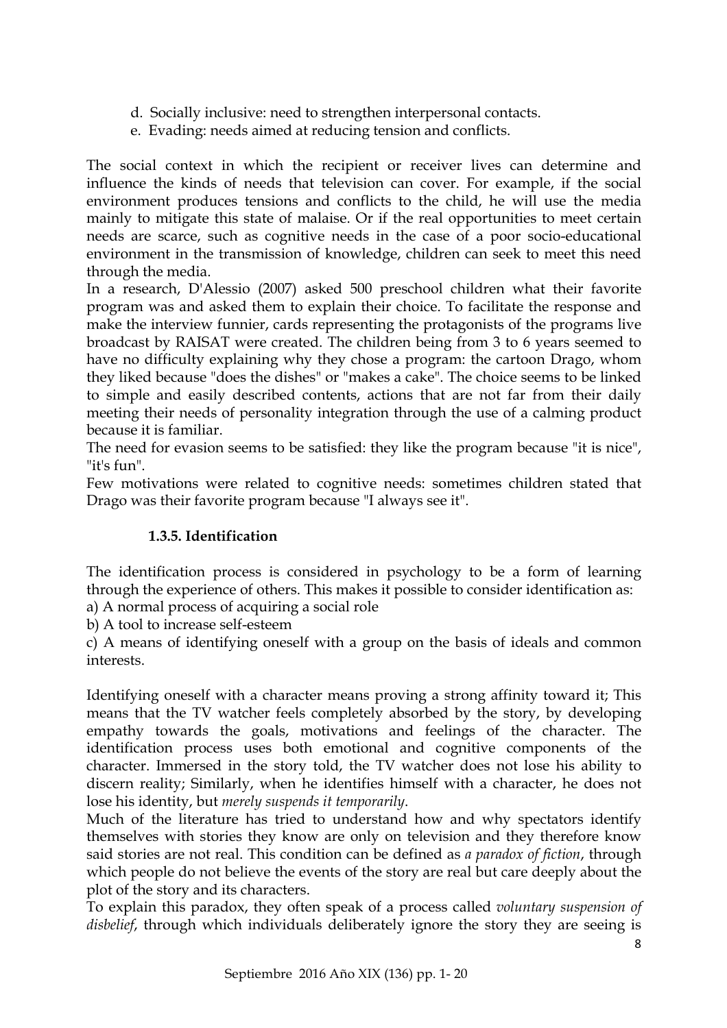d. Socially inclusive: need to strengthen interpersonal contacts.
e. Evading: needs aimed at reducing tension and conflicts.

The social context in which the recipient or receiver lives can determine and influence the kinds of needs that television can cover. For example, if the social environment produces tensions and conflicts to the child, he will use the media mainly to mitigate this state of malaise. Or if the real opportunities to meet certain needs are scarce, such as cognitive needs in the case of a poor socio-educational environment in the transmission of knowledge, children can seek to meet this need through the media.

In a research, D'Alessio (2007) asked 500 preschool children what their favorite program was and asked them to explain their choice. To facilitate the response and make the interview funnier, cards representing the protagonists of the programs live broadcast by RAISAT were created. The children being from 3 to 6 years seemed to have no difficulty explaining why they chose a program: the cartoon Drago, whom they liked because "does the dishes" or "makes a cake". The choice seems to be linked to simple and easily described contents, actions that are not far from their daily meeting their needs of personality integration through the use of a calming product because it is familiar.

The need for evasion seems to be satisfied: they like the program because "it is nice", "it's fun".

Few motivations were related to cognitive needs: sometimes children stated that Drago was their favorite program because "I always see it".

### 1.3.5. Identification

The identification process is considered in psychology to be a form of learning through the experience of others. This makes it possible to consider identification as:

a) A normal process of acquiring a social role

b) A tool to increase self-esteem

c) A means of identifying oneself with a group on the basis of ideals and common interests.

Identifying oneself with a character means proving a strong affinity toward it; This means that the TV watcher feels completely absorbed by the story, by developing empathy towards the goals, motivations and feelings of the character. The identification process uses both emotional and cognitive components of the character. Immersed in the story told, the TV watcher does not lose his ability to discern reality; Similarly, when he identifies himself with a character, he does not lose his identity, but *merely suspends it temporarily*.

Much of the literature has tried to understand how and why spectators identify themselves with stories they know are only on television and they therefore know said stories are not real. This condition can be defined as *a paradox of fiction*, through which people do not believe the events of the story are real but care deeply about the plot of the story and its characters.

To explain this paradox, they often speak of a process called *voluntary suspension of disbelief*, through which individuals deliberately ignore the story they are seeing is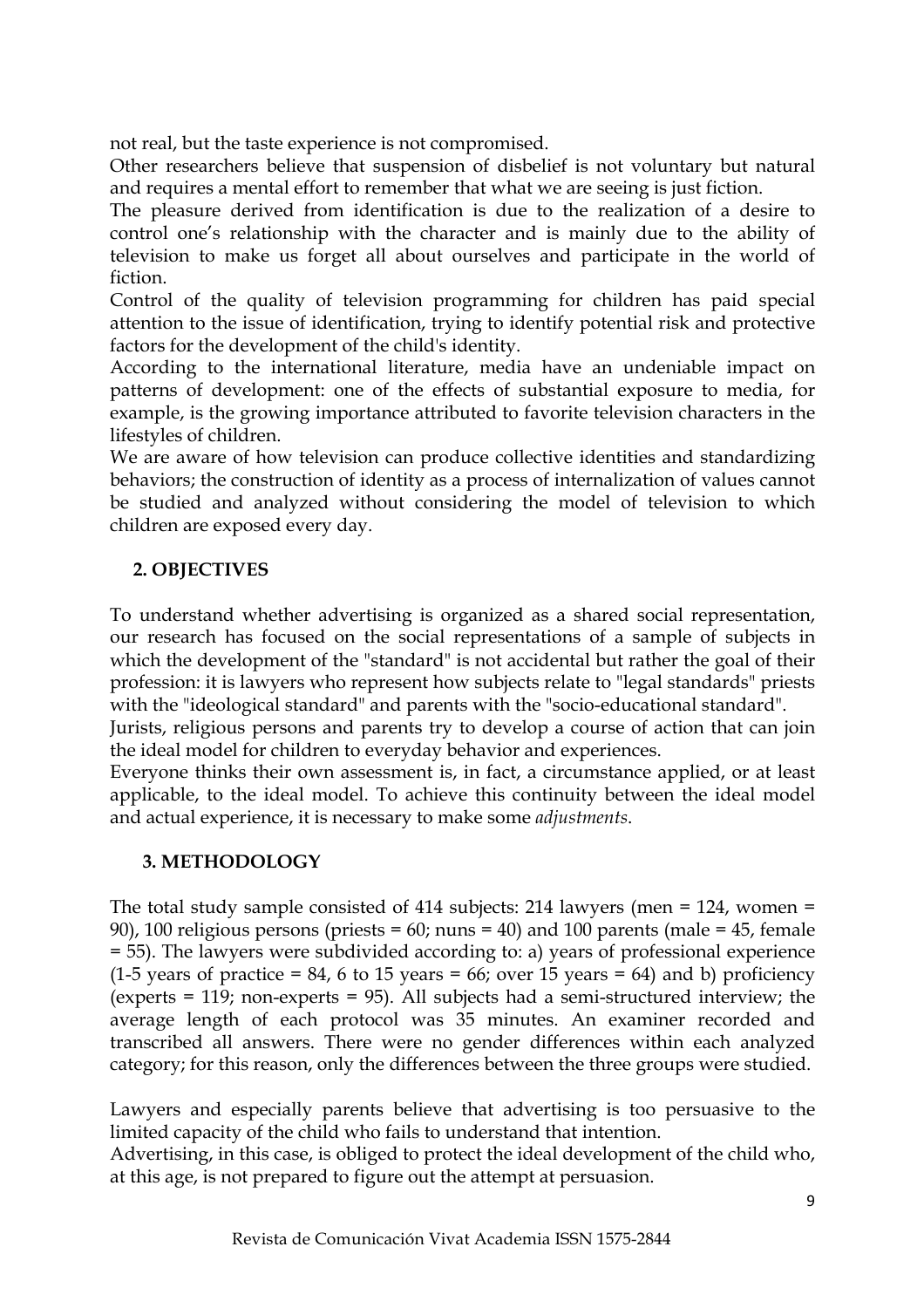not real, but the taste experience is not compromised.

Other researchers believe that suspension of disbelief is not voluntary but natural and requires a mental effort to remember that what we are seeing is just fiction.

The pleasure derived from identification is due to the realization of a desire to control one's relationship with the character and is mainly due to the ability of television to make us forget all about ourselves and participate in the world of fiction.

Control of the quality of television programming for children has paid special attention to the issue of identification, trying to identify potential risk and protective factors for the development of the child's identity.

According to the international literature, media have an undeniable impact on patterns of development: one of the effects of substantial exposure to media, for example, is the growing importance attributed to favorite television characters in the lifestyles of children.

We are aware of how television can produce collective identities and standardizing behaviors; the construction of identity as a process of internalization of values cannot be studied and analyzed without considering the model of television to which children are exposed every day.

## 2. OBJECTIVES

To understand whether advertising is organized as a shared social representation, our research has focused on the social representations of a sample of subjects in which the development of the "standard" is not accidental but rather the goal of their profession: it is lawyers who represent how subjects relate to "legal standards" priests with the "ideological standard" and parents with the "socio-educational standard".

Jurists, religious persons and parents try to develop a course of action that can join the ideal model for children to everyday behavior and experiences.

Everyone thinks their own assessment is, in fact, a circumstance applied, or at least applicable, to the ideal model. To achieve this continuity between the ideal model and actual experience, it is necessary to make some *adjustments*.

## 3. METHODOLOGY

The total study sample consisted of 414 subjects: 214 lawyers (men = 124, women = 90), 100 religious persons (priests = 60; nuns = 40) and 100 parents (male = 45, female = 55). The lawyers were subdivided according to: a) years of professional experience (1-5 years of practice = 84, 6 to 15 years = 66; over 15 years = 64) and b) proficiency (experts = 119; non-experts = 95). All subjects had a semi-structured interview; the average length of each protocol was 35 minutes. An examiner recorded and transcribed all answers. There were no gender differences within each analyzed category; for this reason, only the differences between the three groups were studied.

Lawyers and especially parents believe that advertising is too persuasive to the limited capacity of the child who fails to understand that intention.

Advertising, in this case, is obliged to protect the ideal development of the child who, at this age, is not prepared to figure out the attempt at persuasion.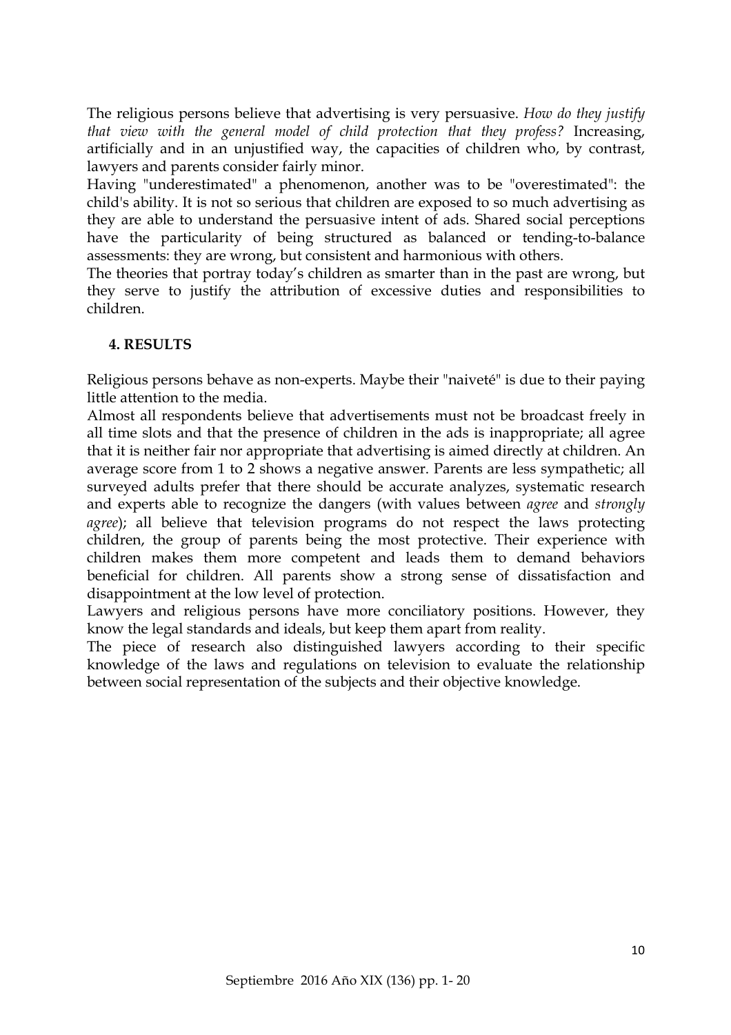The religious persons believe that advertising is very persuasive. *How do they justify that view with the general model of child protection that they profess?* Increasing, artificially and in an unjustified way, the capacities of children who, by contrast, lawyers and parents consider fairly minor.

Having "underestimated" a phenomenon, another was to be "overestimated": the child's ability. It is not so serious that children are exposed to so much advertising as they are able to understand the persuasive intent of ads. Shared social perceptions have the particularity of being structured as balanced or tending-to-balance assessments: they are wrong, but consistent and harmonious with others.

The theories that portray today's children as smarter than in the past are wrong, but they serve to justify the attribution of excessive duties and responsibilities to children.

## 4. RESULTS

Religious persons behave as non-experts. Maybe their "naiveté" is due to their paying little attention to the media.

Almost all respondents believe that advertisements must not be broadcast freely in all time slots and that the presence of children in the ads is inappropriate; all agree that it is neither fair nor appropriate that advertising is aimed directly at children. An average score from 1 to 2 shows a negative answer. Parents are less sympathetic; all surveyed adults prefer that there should be accurate analyzes, systematic research and experts able to recognize the dangers (with values between *agree* and *strongly agree*); all believe that television programs do not respect the laws protecting children, the group of parents being the most protective. Their experience with children makes them more competent and leads them to demand behaviors beneficial for children. All parents show a strong sense of dissatisfaction and disappointment at the low level of protection.

Lawyers and religious persons have more conciliatory positions. However, they know the legal standards and ideals, but keep them apart from reality.

The piece of research also distinguished lawyers according to their specific knowledge of the laws and regulations on television to evaluate the relationship between social representation of the subjects and their objective knowledge.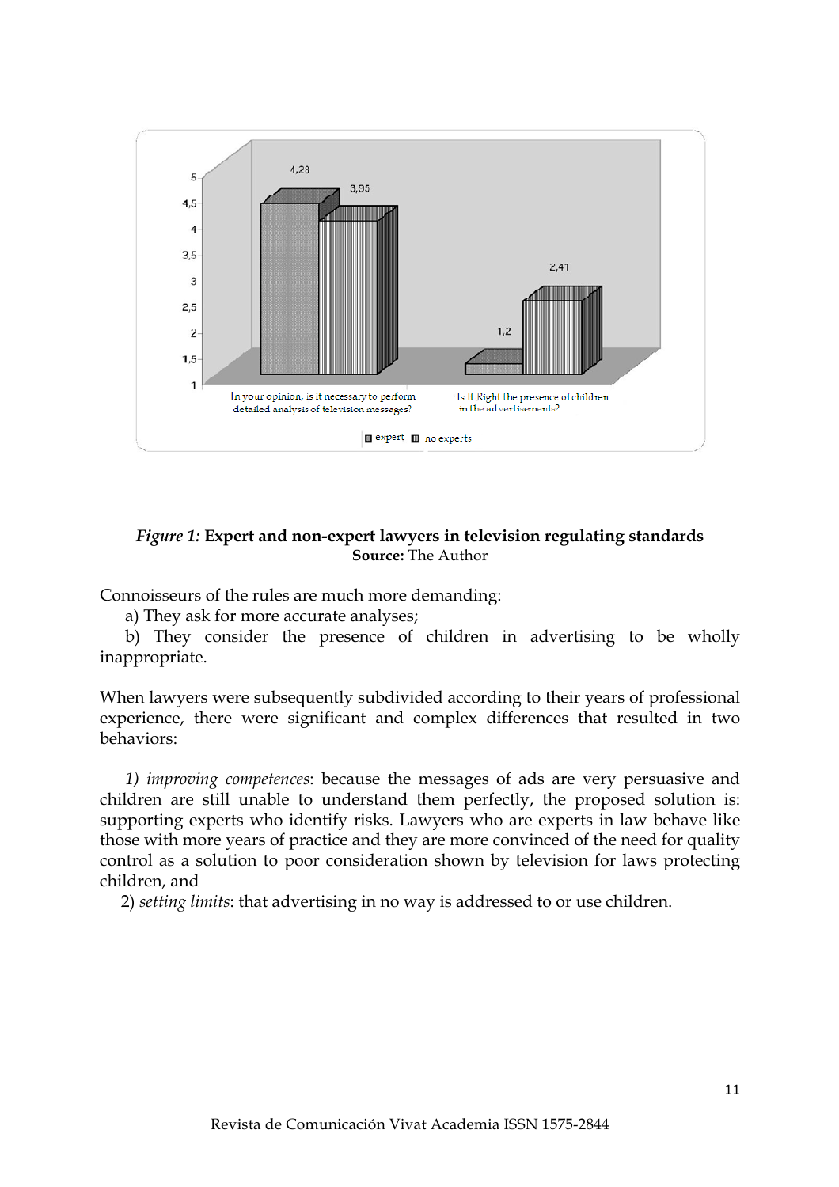5
4,5
4
3,5
3
2,5
2
1,5
1

4,28
3,95
1,2
2,41

In your opinion, is it necessary to perform detailed analysis of television messages?

Is It Right the presence of children in the advertisements?

expert
no experts

*Figure 1:* **Expert and non-expert lawyers in television regulating standards**
**Source:** The Author

Connoisseurs of the rules are much more demanding:

a) They ask for more accurate analyses;

b) They consider the presence of children in advertising to be wholly inappropriate.

When lawyers were subsequently subdivided according to their years of professional experience, there were significant and complex differences that resulted in two behaviors:

1) *improving competences*: because the messages of ads are very persuasive and children are still unable to understand them perfectly, the proposed solution is: supporting experts who identify risks. Lawyers who are experts in law behave like those with more years of practice and they are more convinced of the need for quality control as a solution to poor consideration shown by television for laws protecting children, and

2) *setting limits*: that advertising in no way is addressed to or use children.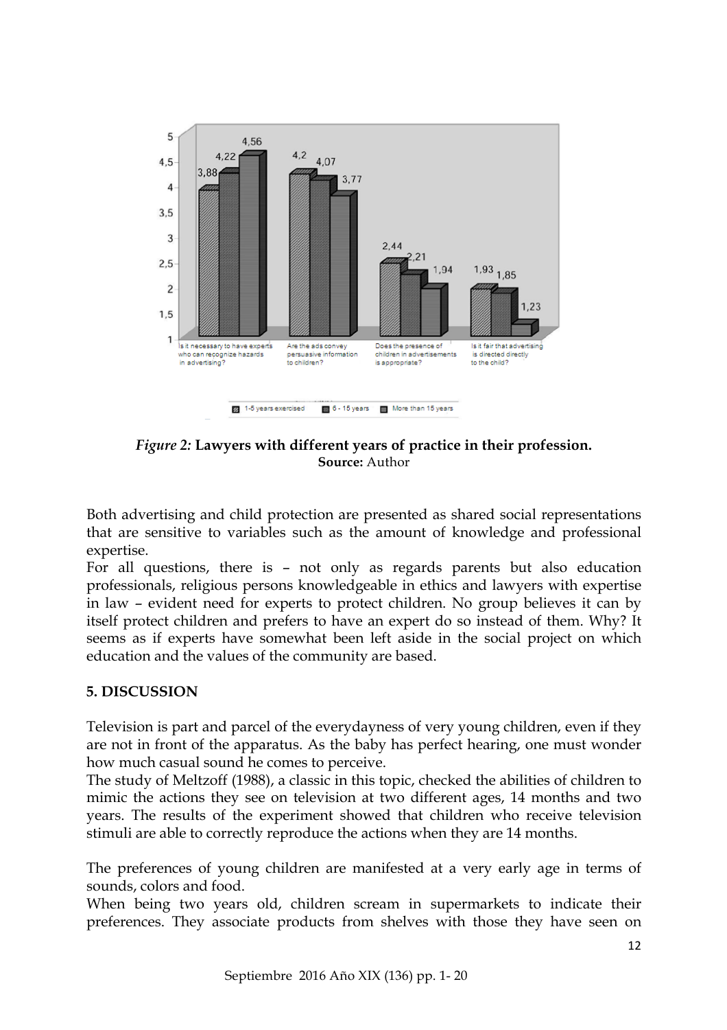5
4,5
4
3,5
3
2,5
2
1,5
1

3,88 4,22 4,56
4,2 4,07 3,77
2,44 2,21 1,94
1,93 1,85 1,23

Is it necessary to have experts who can recognize hazards in advertising?
Are the ads convey persuasive information to children?
Does the presence of children in advertisements is appropriate?
Is it fair that advertising is directed directly to the child?

1-5 years exercised
6 - 15 years
More than 15 years

*Figure 2:* **Lawyers with different years of practice in their profession.**
**Source:** Author

Both advertising and child protection are presented as shared social representations that are sensitive to variables such as the amount of knowledge and professional expertise.

For all questions, there is – not only as regards parents but also education professionals, religious persons knowledgeable in ethics and lawyers with expertise in law – evident need for experts to protect children. No group believes it can by itself protect children and prefers to have an expert do so instead of them. Why? It seems as if experts have somewhat been left aside in the social project on which education and the values of the community are based.

**5. DISCUSSION**

Television is part and parcel of the everydayness of very young children, even if they are not in front of the apparatus. As the baby has perfect hearing, one must wonder how much casual sound he comes to perceive.

The study of Meltzoff (1988), a classic in this topic, checked the abilities of children to mimic the actions they see on television at two different ages, 14 months and two years. The results of the experiment showed that children who receive television stimuli are able to correctly reproduce the actions when they are 14 months.

The preferences of young children are manifested at a very early age in terms of sounds, colors and food.

When being two years old, children scream in supermarkets to indicate their preferences. They associate products from shelves with those they have seen on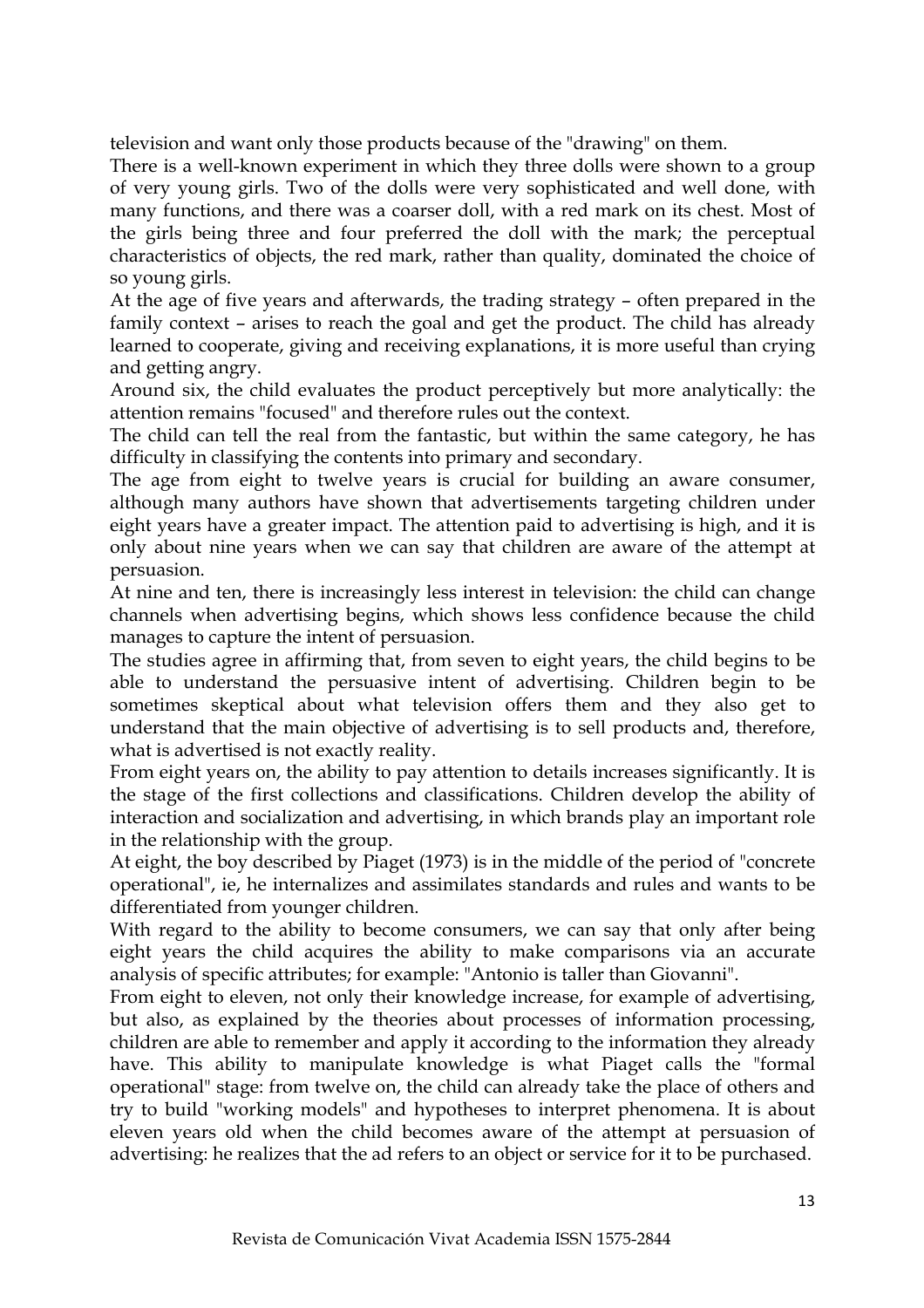television and want only those products because of the "drawing" on them.

There is a well-known experiment in which they three dolls were shown to a group of very young girls. Two of the dolls were very sophisticated and well done, with many functions, and there was a coarser doll, with a red mark on its chest. Most of the girls being three and four preferred the doll with the mark; the perceptual characteristics of objects, the red mark, rather than quality, dominated the choice of so young girls.

At the age of five years and afterwards, the trading strategy – often prepared in the family context – arises to reach the goal and get the product. The child has already learned to cooperate, giving and receiving explanations, it is more useful than crying and getting angry.

Around six, the child evaluates the product perceptively but more analytically: the attention remains "focused" and therefore rules out the context.

The child can tell the real from the fantastic, but within the same category, he has difficulty in classifying the contents into primary and secondary.

The age from eight to twelve years is crucial for building an aware consumer, although many authors have shown that advertisements targeting children under eight years have a greater impact. The attention paid to advertising is high, and it is only about nine years when we can say that children are aware of the attempt at persuasion.

At nine and ten, there is increasingly less interest in television: the child can change channels when advertising begins, which shows less confidence because the child manages to capture the intent of persuasion.

The studies agree in affirming that, from seven to eight years, the child begins to be able to understand the persuasive intent of advertising. Children begin to be sometimes skeptical about what television offers them and they also get to understand that the main objective of advertising is to sell products and, therefore, what is advertised is not exactly reality.

From eight years on, the ability to pay attention to details increases significantly. It is the stage of the first collections and classifications. Children develop the ability of interaction and socialization and advertising, in which brands play an important role in the relationship with the group.

At eight, the boy described by Piaget (1973) is in the middle of the period of "concrete operational", ie, he internalizes and assimilates standards and rules and wants to be differentiated from younger children.

With regard to the ability to become consumers, we can say that only after being eight years the child acquires the ability to make comparisons via an accurate analysis of specific attributes; for example: "Antonio is taller than Giovanni".

From eight to eleven, not only their knowledge increase, for example of advertising, but also, as explained by the theories about processes of information processing, children are able to remember and apply it according to the information they already have. This ability to manipulate knowledge is what Piaget calls the "formal operational" stage: from twelve on, the child can already take the place of others and try to build "working models" and hypotheses to interpret phenomena. It is about eleven years old when the child becomes aware of the attempt at persuasion of advertising: he realizes that the ad refers to an object or service for it to be purchased.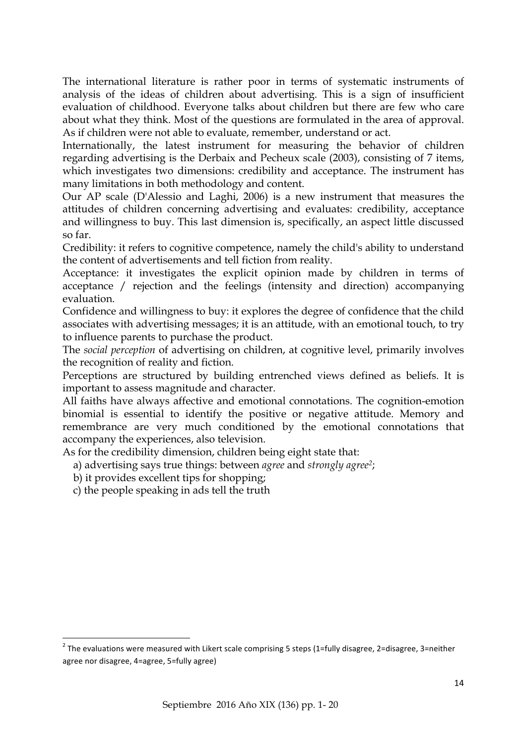The international literature is rather poor in terms of systematic instruments of analysis of the ideas of children about advertising. This is a sign of insufficient evaluation of childhood. Everyone talks about children but there are few who care about what they think. Most of the questions are formulated in the area of approval. As if children were not able to evaluate, remember, understand or act.

Internationally, the latest instrument for measuring the behavior of children regarding advertising is the Derbaix and Pecheux scale (2003), consisting of 7 items, which investigates two dimensions: credibility and acceptance. The instrument has many limitations in both methodology and content.

Our AP scale (D'Alessio and Laghi, 2006) is a new instrument that measures the attitudes of children concerning advertising and evaluates: credibility, acceptance and willingness to buy. This last dimension is, specifically, an aspect little discussed so far.

Credibility: it refers to cognitive competence, namely the child's ability to understand the content of advertisements and tell fiction from reality.

Acceptance: it investigates the explicit opinion made by children in terms of acceptance / rejection and the feelings (intensity and direction) accompanying evaluation.

Confidence and willingness to buy: it explores the degree of confidence that the child associates with advertising messages; it is an attitude, with an emotional touch, to try to influence parents to purchase the product.

The *social perception* of advertising on children, at cognitive level, primarily involves the recognition of reality and fiction.

Perceptions are structured by building entrenched views defined as beliefs. It is important to assess magnitude and character.

All faiths have always affective and emotional connotations. The cognition-emotion binomial is essential to identify the positive or negative attitude. Memory and remembrance are very much conditioned by the emotional connotations that accompany the experiences, also television.

As for the credibility dimension, children being eight state that:

a) advertising says true things: between *agree* and *strongly agree*[2];

b) it provides excellent tips for shopping;

c) the people speaking in ads tell the truth

---

[2] The evaluations were measured with Likert scale comprising 5 steps (1=fully disagree, 2=disagree, 3=neither agree nor disagree, 4=agree, 5=fully agree)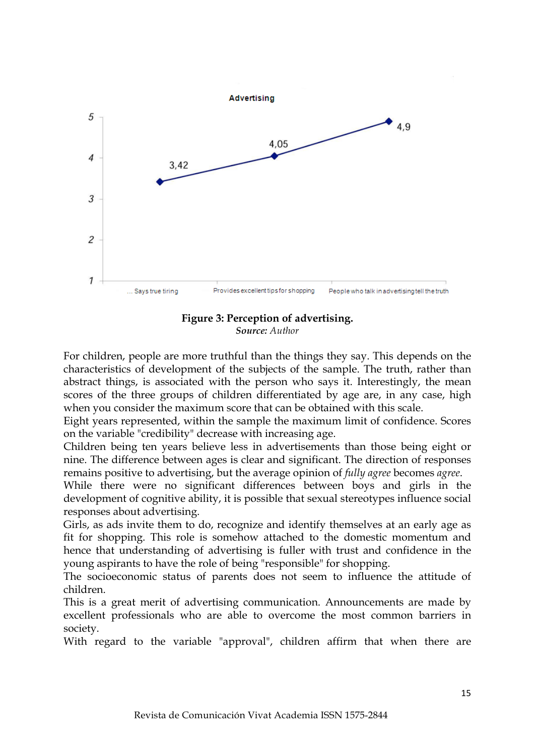Advertising

5
4
3
2
1

3,42
4,05
4,9

... Says true tiring
Provides excellent tips for shopping
People who talk in advertising tell the truth

**Figure 3: Perception of advertising.**
***Source:*** *Author*

For children, people are more truthful than the things they say. This depends on the characteristics of development of the subjects of the sample. The truth, rather than abstract things, is associated with the person who says it. Interestingly, the mean scores of the three groups of children differentiated by age are, in any case, high when you consider the maximum score that can be obtained with this scale.

Eight years represented, within the sample the maximum limit of confidence. Scores on the variable "credibility" decrease with increasing age.

Children being ten years believe less in advertisements than those being eight or nine. The difference between ages is clear and significant. The direction of responses remains positive to advertising, but the average opinion of *fully agree* becomes *agree*.

While there were no significant differences between boys and girls in the development of cognitive ability, it is possible that sexual stereotypes influence social responses about advertising.

Girls, as ads invite them to do, recognize and identify themselves at an early age as fit for shopping. This role is somehow attached to the domestic momentum and hence that understanding of advertising is fuller with trust and confidence in the young aspirants to have the role of being "responsible" for shopping.

The socioeconomic status of parents does not seem to influence the attitude of children.

This is a great merit of advertising communication. Announcements are made by excellent professionals who are able to overcome the most common barriers in society.

With regard to the variable "approval", children affirm that when there are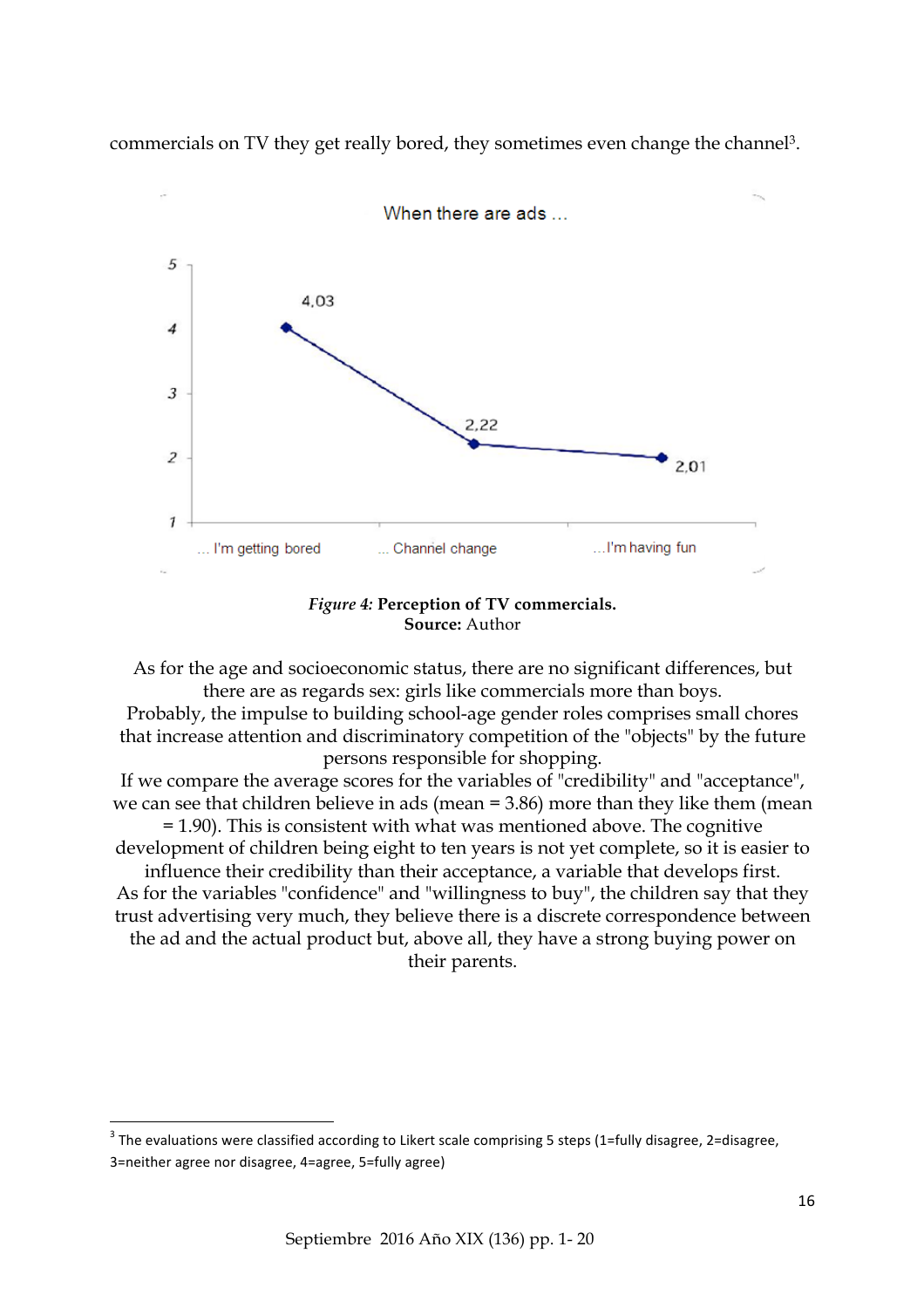commercials on TV they get really bored, they sometimes even change the channel[3].

When there are ads ...

5
4
3
2
1

4,03
2,22
2,01

... I'm getting bored
... Channel change
...I'm having fun

*Figure 4:* **Perception of TV commercials.**
**Source:** Author

As for the age and socioeconomic status, there are no significant differences, but there are as regards sex: girls like commercials more than boys.
Probably, the impulse to building school-age gender roles comprises small chores that increase attention and discriminatory competition of the "objects" by the future persons responsible for shopping.
If we compare the average scores for the variables of "credibility" and "acceptance", we can see that children believe in ads (mean = 3.86) more than they like them (mean = 1.90). This is consistent with what was mentioned above. The cognitive development of children being eight to ten years is not yet complete, so it is easier to influence their credibility than their acceptance, a variable that develops first.
As for the variables "confidence" and "willingness to buy", the children say that they trust advertising very much, they believe there is a discrete correspondence between the ad and the actual product but, above all, they have a strong buying power on their parents.

[3] The evaluations were classified according to Likert scale comprising 5 steps (1=fully disagree, 2=disagree, 3=neither agree nor disagree, 4=agree, 5=fully agree)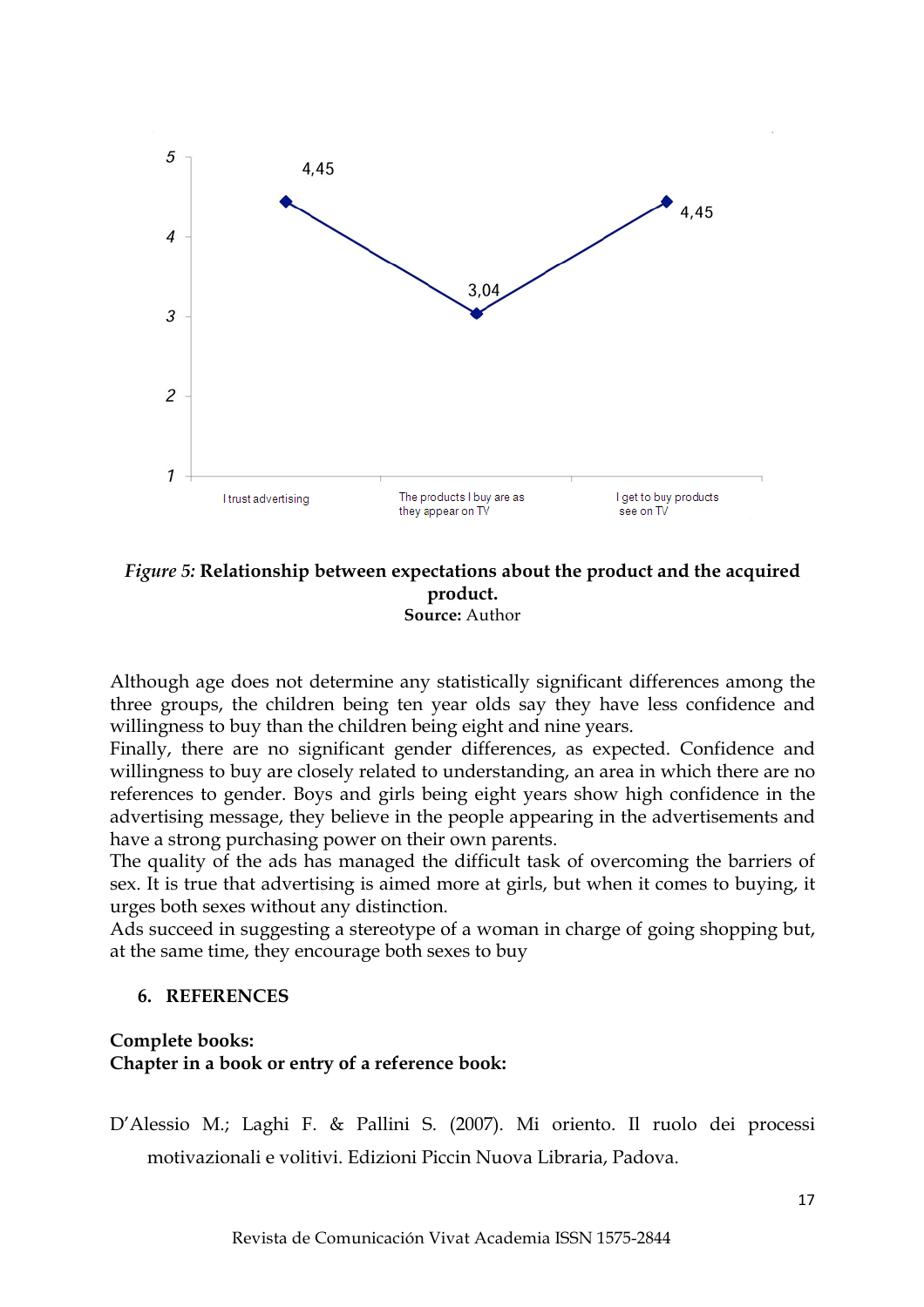5

4

3

2

1

4,45

3,04

4,45

I trust advertising

The products I buy are as they appear on TV

I get to buy products see on TV

*Figure 5:* **Relationship between expectations about the product and the acquired product.**
**Source:** Author

Although age does not determine any statistically significant differences among the three groups, the children being ten year olds say they have less confidence and willingness to buy than the children being eight and nine years.
Finally, there are no significant gender differences, as expected. Confidence and willingness to buy are closely related to understanding, an area in which there are no references to gender. Boys and girls being eight years show high confidence in the advertising message, they believe in the people appearing in the advertisements and have a strong purchasing power on their own parents.
The quality of the ads has managed the difficult task of overcoming the barriers of sex. It is true that advertising is aimed more at girls, but when it comes to buying, it urges both sexes without any distinction.
Ads succeed in suggesting a stereotype of a woman in charge of going shopping but, at the same time, they encourage both sexes to buy

## 6. REFERENCES

**Complete books:**
**Chapter in a book or entry of a reference book:**

D'Alessio M.; Laghi F. & Pallini S. (2007). Mi oriento. Il ruolo dei processi motivazionali e volitivi. Edizioni Piccin Nuova Libraria, Padova.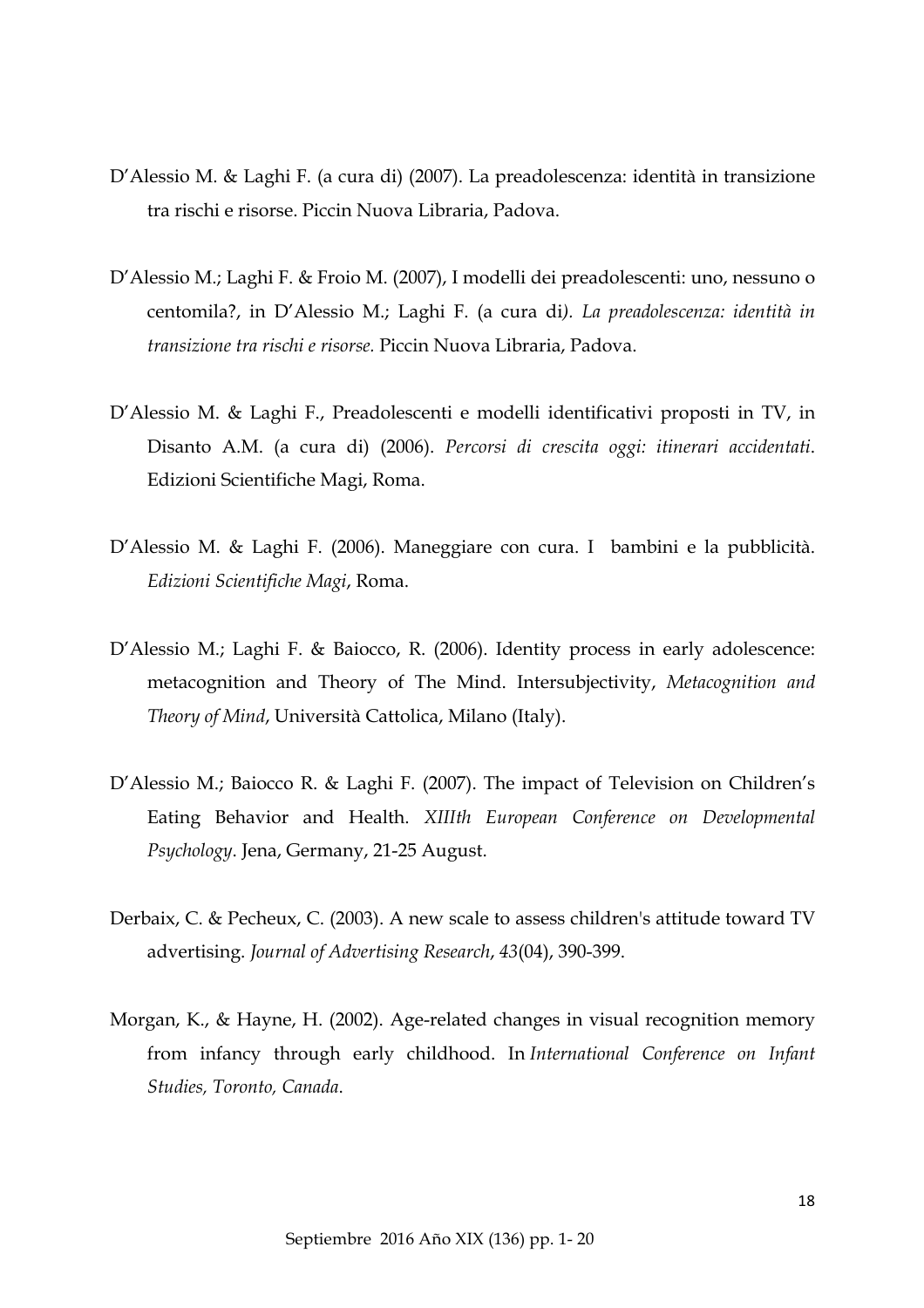D'Alessio M. & Laghi F. (a cura di) (2007). La preadolescenza: identità in transizione tra rischi e risorse. Piccin Nuova Libraria, Padova.

D'Alessio M.; Laghi F. & Froio M. (2007), I modelli dei preadolescenti: uno, nessuno o centomila?, in D'Alessio M.; Laghi F. (a cura di*). La preadolescenza: identità in transizione tra rischi e risorse.* Piccin Nuova Libraria, Padova.

D'Alessio M. & Laghi F., Preadolescenti e modelli identificativi proposti in TV, in Disanto A.M. (a cura di) (2006). *Percorsi di crescita oggi: itinerari accidentati*. Edizioni Scientifiche Magi, Roma.

D'Alessio M. & Laghi F. (2006). Maneggiare con cura. I bambini e la pubblicità. *Edizioni Scientifiche Magi*, Roma.

D'Alessio M.; Laghi F. & Baiocco, R. (2006). Identity process in early adolescence: metacognition and Theory of The Mind. Intersubjectivity, *Metacognition and Theory of Mind*, Università Cattolica, Milano (Italy).

D'Alessio M.; Baiocco R. & Laghi F. (2007). The impact of Television on Children's Eating Behavior and Health. *XIIIth European Conference on Developmental Psychology*. Jena, Germany, 21-25 August.

Derbaix, C. & Pecheux, C. (2003). A new scale to assess children's attitude toward TV advertising. *Journal of Advertising Research*, *43*(04), 390-399.

Morgan, K., & Hayne, H. (2002). Age-related changes in visual recognition memory from infancy through early childhood. In *International Conference on Infant Studies, Toronto, Canada*.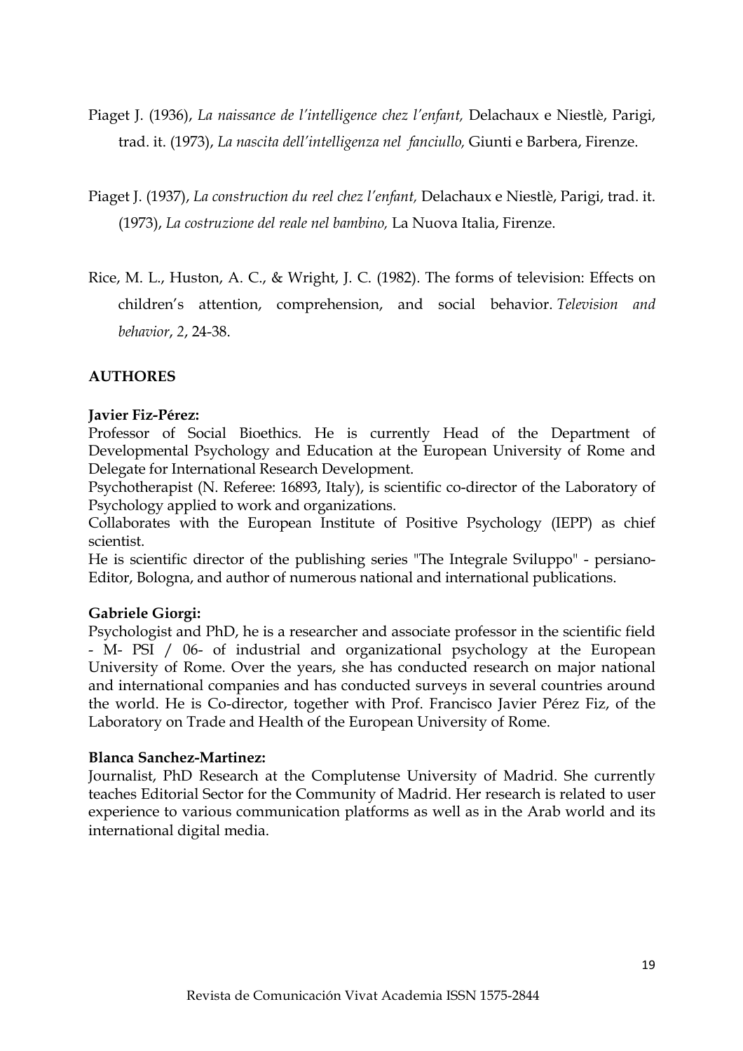Piaget J. (1936), *La naissance de l'intelligence chez l'enfant,* Delachaux e Niestlè, Parigi, trad. it. (1973), *La nascita dell'intelligenza nel fanciullo,* Giunti e Barbera, Firenze.

Piaget J. (1937), *La construction du reel chez l'enfant,* Delachaux e Niestlè, Parigi, trad. it. (1973), *La costruzione del reale nel bambino,* La Nuova Italia, Firenze.

Rice, M. L., Huston, A. C., & Wright, J. C. (1982). The forms of television: Effects on children's attention, comprehension, and social behavior. *Television and behavior*, *2*, 24-38.

**AUTHORES**

**Javier Fiz-Pérez:**
Professor of Social Bioethics. He is currently Head of the Department of Developmental Psychology and Education at the European University of Rome and Delegate for International Research Development.
Psychotherapist (N. Referee: 16893, Italy), is scientific co-director of the Laboratory of Psychology applied to work and organizations.
Collaborates with the European Institute of Positive Psychology (IEPP) as chief scientist.
He is scientific director of the publishing series "The Integrale Sviluppo" - persiano-Editor, Bologna, and author of numerous national and international publications.

**Gabriele Giorgi:**
Psychologist and PhD, he is a researcher and associate professor in the scientific field - M- PSI / 06- of industrial and organizational psychology at the European University of Rome. Over the years, she has conducted research on major national and international companies and has conducted surveys in several countries around the world. He is Co-director, together with Prof. Francisco Javier Pérez Fiz, of the Laboratory on Trade and Health of the European University of Rome.

**Blanca Sanchez-Martinez:**
Journalist, PhD Research at the Complutense University of Madrid. She currently teaches Editorial Sector for the Community of Madrid. Her research is related to user experience to various communication platforms as well as in the Arab world and its international digital media.